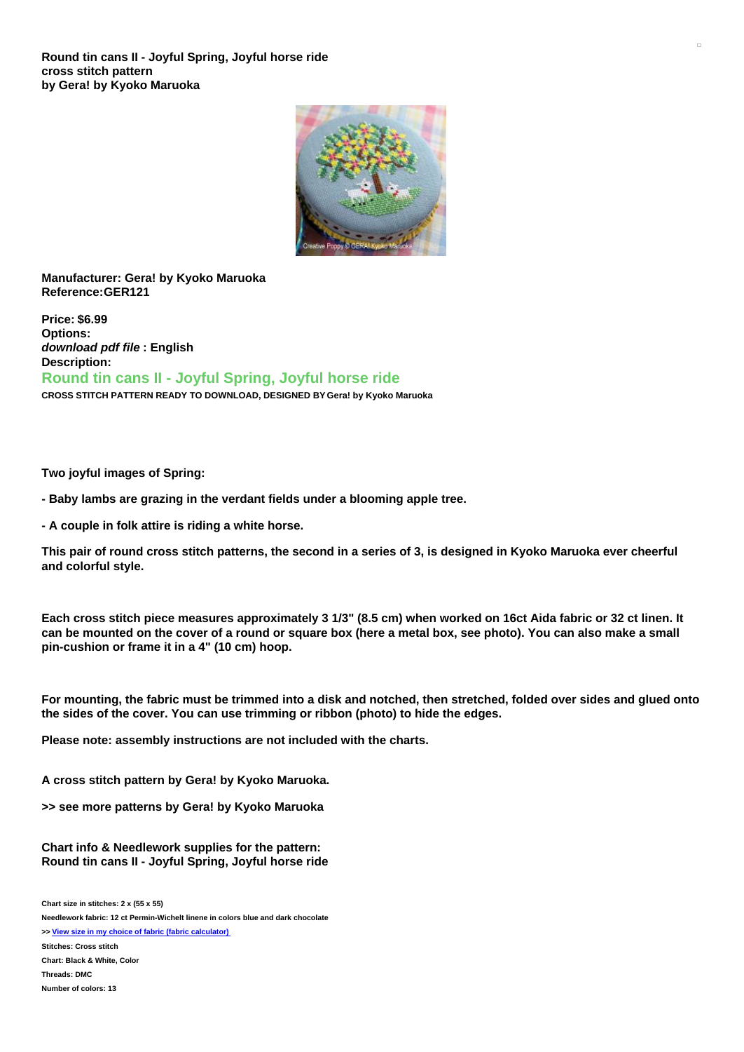**Round tin cans II - Joyful Spring, Joyful horse ride cross stitch pattern by Gera! by Kyoko Maruoka**

**Manufacturer: Gera! by Kyoko Maruoka**
**Reference:GER121**

**Price: $6.99**
**Options:**
***download pdf file* : English**
**Description:**

## Round tin cans II - Joyful Spring, Joyful horse ride

**CROSS STITCH PATTERN READY TO DOWNLOAD, DESIGNED BY Gera! by Kyoko Maruoka**

**Two joyful images of Spring:**

**- Baby lambs are grazing in the verdant fields under a blooming apple tree.**

**- A couple in folk attire is riding a white horse.**

**This pair of round cross stitch patterns, the second in a series of 3, is designed in Kyoko Maruoka ever cheerful and colorful style.**

**Each cross stitch piece measures approximately 3 1/3" (8.5 cm) when worked on 16ct Aida fabric or 32 ct linen. It can be mounted on the cover of a round or square box (here a metal box, see photo). You can also make a small pin-cushion or frame it in a 4" (10 cm) hoop.**

**For mounting, the fabric must be trimmed into a disk and notched, then stretched, folded over sides and glued onto the sides of the cover. You can use trimming or ribbon (photo) to hide the edges.**

**Please note: assembly instructions are not included with the charts.**

**A cross stitch pattern by Gera! by Kyoko Maruoka.**

**>> see more patterns by Gera! by Kyoko Maruoka**

**Chart info & Needlework supplies for the pattern: Round tin cans II - Joyful Spring, Joyful horse ride**

Chart size in stitches: 2 x (55 x 55)

Needlework fabric: 12 ct Permin-Wichelt linene in colors blue and dark chocolate

>> View size in my choice of fabric (fabric calculator)

Stitches: Cross stitch

Chart: Black & White, Color

Threads: DMC

Number of colors: 13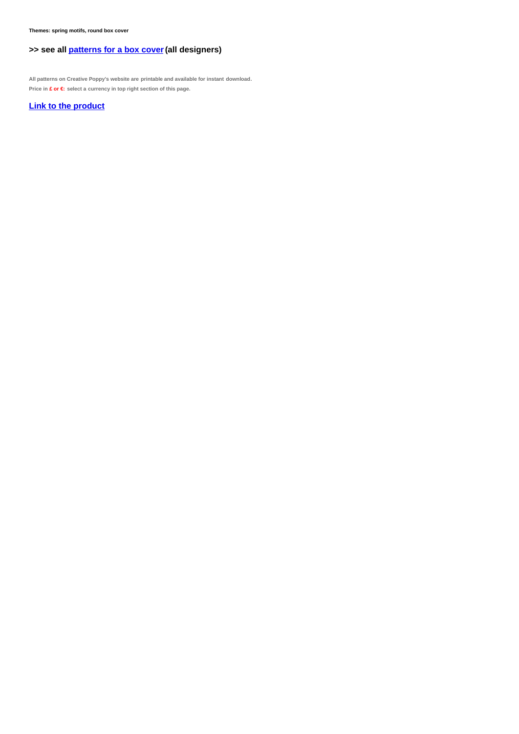**Themes: spring motifs, round box cover**

## >> see all patterns for a box cover (all designers)

**All patterns on Creative Poppy's website are printable and available for instant download.**

**Price in £ or €: select a currency in top right section of this page.**

**Link to the product**